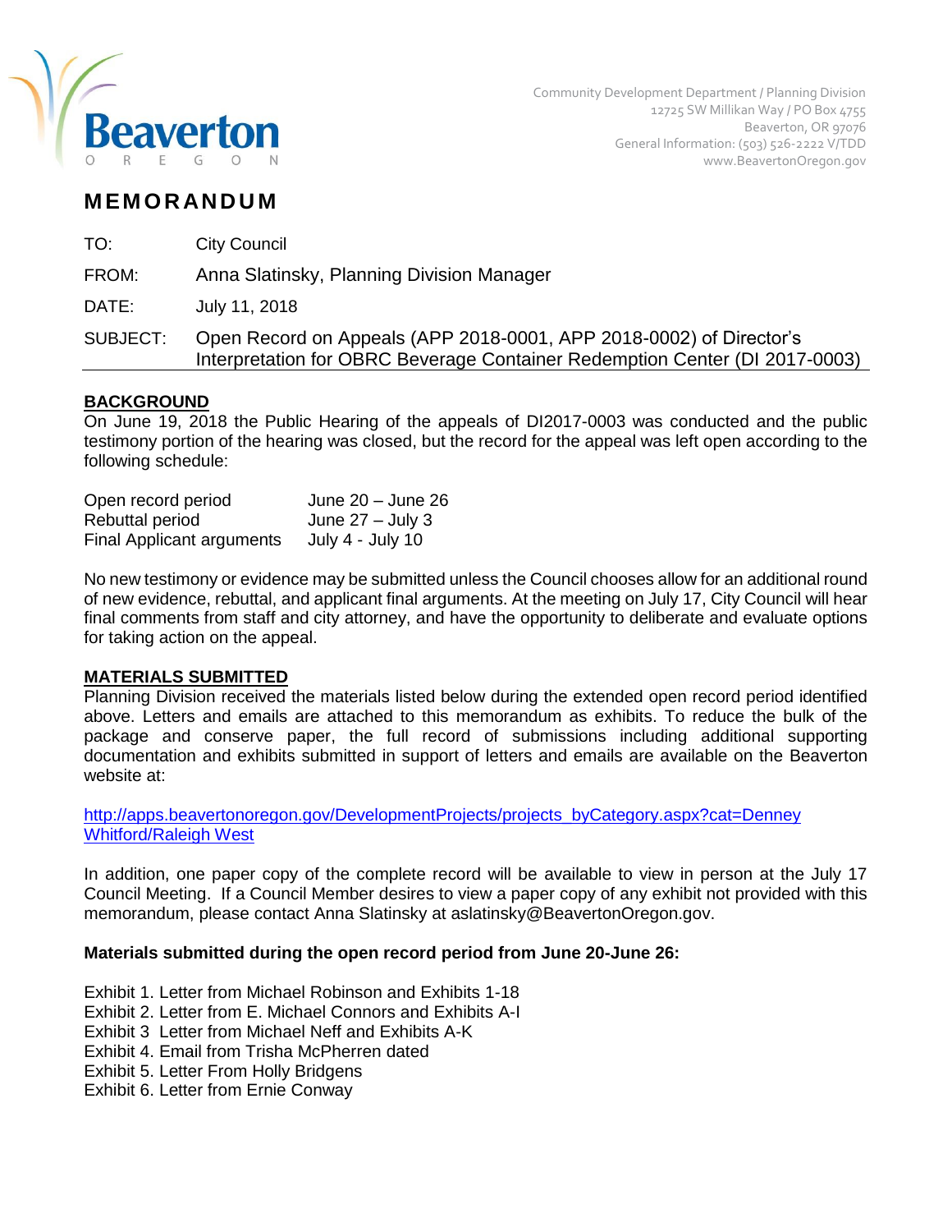Beaverton
O R E G O N

Community Development Department / Planning Division
12725 SW Millikan Way / PO Box 4755
Beaverton, OR 97076
General Information: (503) 526-2222 V/TDD
www.BeavertonOregon.gov

# MEMORANDUM

| | |
|---|---|
| TO: | City Council |
| FROM: | Anna Slatinsky, Planning Division Manager |
| DATE: | July 11, 2018 |
| SUBJECT: | Open Record on Appeals (APP 2018-0001, APP 2018-0002) of Director's Interpretation for OBRC Beverage Container Redemption Center (DI 2017-0003) |

## BACKGROUND

On June 19, 2018 the Public Hearing of the appeals of DI2017-0003 was conducted and the public testimony portion of the hearing was closed, but the record for the appeal was left open according to the following schedule:

| | |
|---|---|
| Open record period | June 20 – June 26 |
| Rebuttal period | June 27 – July 3 |
| Final Applicant arguments | July 4 - July 10 |

No new testimony or evidence may be submitted unless the Council chooses allow for an additional round of new evidence, rebuttal, and applicant final arguments. At the meeting on July 17, City Council will hear final comments from staff and city attorney, and have the opportunity to deliberate and evaluate options for taking action on the appeal.

## MATERIALS SUBMITTED

Planning Division received the materials listed below during the extended open record period identified above. Letters and emails are attached to this memorandum as exhibits. To reduce the bulk of the package and conserve paper, the full record of submissions including additional supporting documentation and exhibits submitted in support of letters and emails are available on the Beaverton website at:

http://apps.beavertonoregon.gov/DevelopmentProjects/projects_byCategory.aspx?cat=Denney Whitford/Raleigh West

In addition, one paper copy of the complete record will be available to view in person at the July 17 Council Meeting. If a Council Member desires to view a paper copy of any exhibit not provided with this memorandum, please contact Anna Slatinsky at aslatinsky@BeavertonOregon.gov.

**Materials submitted during the open record period from June 20-June 26:**

Exhibit 1. Letter from Michael Robinson and Exhibits 1-18
Exhibit 2. Letter from E. Michael Connors and Exhibits A-I
Exhibit 3 Letter from Michael Neff and Exhibits A-K
Exhibit 4. Email from Trisha McPherren dated
Exhibit 5. Letter From Holly Bridgens
Exhibit 6. Letter from Ernie Conway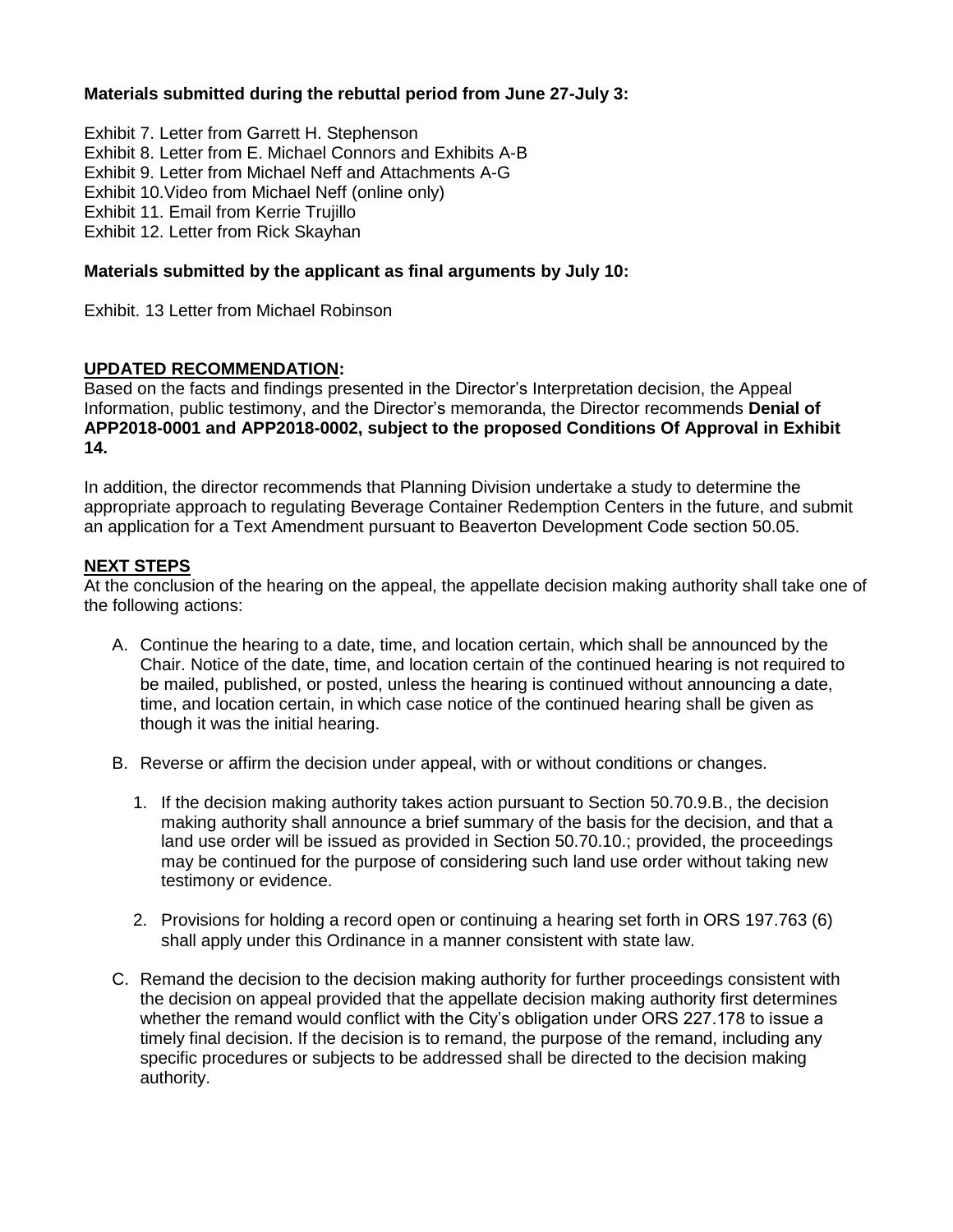**Materials submitted during the rebuttal period from June 27-July 3:**

Exhibit 7. Letter from Garrett H. Stephenson
Exhibit 8. Letter from E. Michael Connors and Exhibits A-B
Exhibit 9. Letter from Michael Neff and Attachments A-G
Exhibit 10.Video from Michael Neff (online only)
Exhibit 11. Email from Kerrie Trujillo
Exhibit 12. Letter from Rick Skayhan

**Materials submitted by the applicant as final arguments by July 10:**

Exhibit. 13 Letter from Michael Robinson

**UPDATED RECOMMENDATION:**

Based on the facts and findings presented in the Director's Interpretation decision, the Appeal Information, public testimony, and the Director's memoranda, the Director recommends **Denial of APP2018-0001 and APP2018-0002, subject to the proposed Conditions Of Approval in Exhibit 14.**

In addition, the director recommends that Planning Division undertake a study to determine the appropriate approach to regulating Beverage Container Redemption Centers in the future, and submit an application for a Text Amendment pursuant to Beaverton Development Code section 50.05.

**NEXT STEPS**

At the conclusion of the hearing on the appeal, the appellate decision making authority shall take one of the following actions:

A. Continue the hearing to a date, time, and location certain, which shall be announced by the Chair. Notice of the date, time, and location certain of the continued hearing is not required to be mailed, published, or posted, unless the hearing is continued without announcing a date, time, and location certain, in which case notice of the continued hearing shall be given as though it was the initial hearing.

B. Reverse or affirm the decision under appeal, with or without conditions or changes.

   1. If the decision making authority takes action pursuant to Section 50.70.9.B., the decision making authority shall announce a brief summary of the basis for the decision, and that a land use order will be issued as provided in Section 50.70.10.; provided, the proceedings may be continued for the purpose of considering such land use order without taking new testimony or evidence.

   2. Provisions for holding a record open or continuing a hearing set forth in ORS 197.763 (6) shall apply under this Ordinance in a manner consistent with state law.

C. Remand the decision to the decision making authority for further proceedings consistent with the decision on appeal provided that the appellate decision making authority first determines whether the remand would conflict with the City's obligation under ORS 227.178 to issue a timely final decision. If the decision is to remand, the purpose of the remand, including any specific procedures or subjects to be addressed shall be directed to the decision making authority.